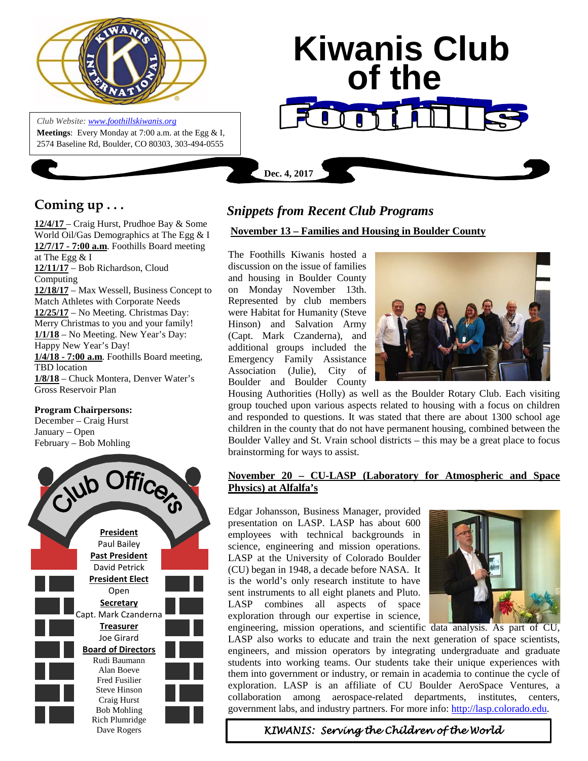# Kiwanis Club of the Foothills

*Club Website: www.foothillskiwanis.org*
**Meetings**: Every Monday at 7:00 a.m. at the Egg & I, 2574 Baseline Rd, Boulder, CO 80303, 303-494-0555

**Dec. 4, 2017**

## Coming up . . .

**12/4/17** – Craig Hurst, Prudhoe Bay & Some World Oil/Gas Demographics at The Egg & I
**12/7/17 - 7:00 a.m**. Foothills Board meeting at The Egg & I
**12/11/17** – Bob Richardson, Cloud Computing
**12/18/17** – Max Wessell, Business Concept to Match Athletes with Corporate Needs
**12/25/17** – No Meeting. Christmas Day: Merry Christmas to you and your family!
**1/1/18** – No Meeting. New Year's Day: Happy New Year's Day!
**1/4/18 - 7:00 a.m**. Foothills Board meeting, TBD location
**1/8/18** – Chuck Montera, Denver Water's Gross Reservoir Plan

**Program Chairpersons:**
December – Craig Hurst
January – Open
February – Bob Mohling

## Club Officers

**President**
Paul Bailey
**Past President**
David Petrick
**President Elect**
Open
**Secretary**
Capt. Mark Czanderna
**Treasurer**
Joe Girard
**Board of Directors**
Rudi Baumann
Alan Boeve
Fred Fusilier
Steve Hinson
Craig Hurst
Bob Mohling
Rich Plumridge
Dave Rogers

## *Snippets from Recent Club Programs*

### November 13 – Families and Housing in Boulder County

The Foothills Kiwanis hosted a discussion on the issue of families and housing in Boulder County on Monday November 13th. Represented by club members were Habitat for Humanity (Steve Hinson) and Salvation Army (Capt. Mark Czanderna), and additional groups included the Emergency Family Assistance Association (Julie), City of Boulder and Boulder County Housing Authorities (Holly) as well as the Boulder Rotary Club. Each visiting group touched upon various aspects related to housing with a focus on children and responded to questions. It was stated that there are about 1300 school age children in the county that do not have permanent housing, combined between the Boulder Valley and St. Vrain school districts – this may be a great place to focus brainstorming for ways to assist.

### November 20 – CU-LASP (Laboratory for Atmospheric and Space Physics) at Alfalfa's

Edgar Johansson, Business Manager, provided presentation on LASP. LASP has about 600 employees with technical backgrounds in science, engineering and mission operations. LASP at the University of Colorado Boulder (CU) began in 1948, a decade before NASA. It is the world's only research institute to have sent instruments to all eight planets and Pluto. LASP combines all aspects of space exploration through our expertise in science, engineering, mission operations, and scientific data analysis. As part of CU, LASP also works to educate and train the next generation of space scientists, engineers, and mission operators by integrating undergraduate and graduate students into working teams. Our students take their unique experiences with them into government or industry, or remain in academia to continue the cycle of exploration. LASP is an affiliate of CU Boulder AeroSpace Ventures, a collaboration among aerospace-related departments, institutes, centers, government labs, and industry partners. For more info: http://lasp.colorado.edu.

*KIWANIS: Serving the Children of the World*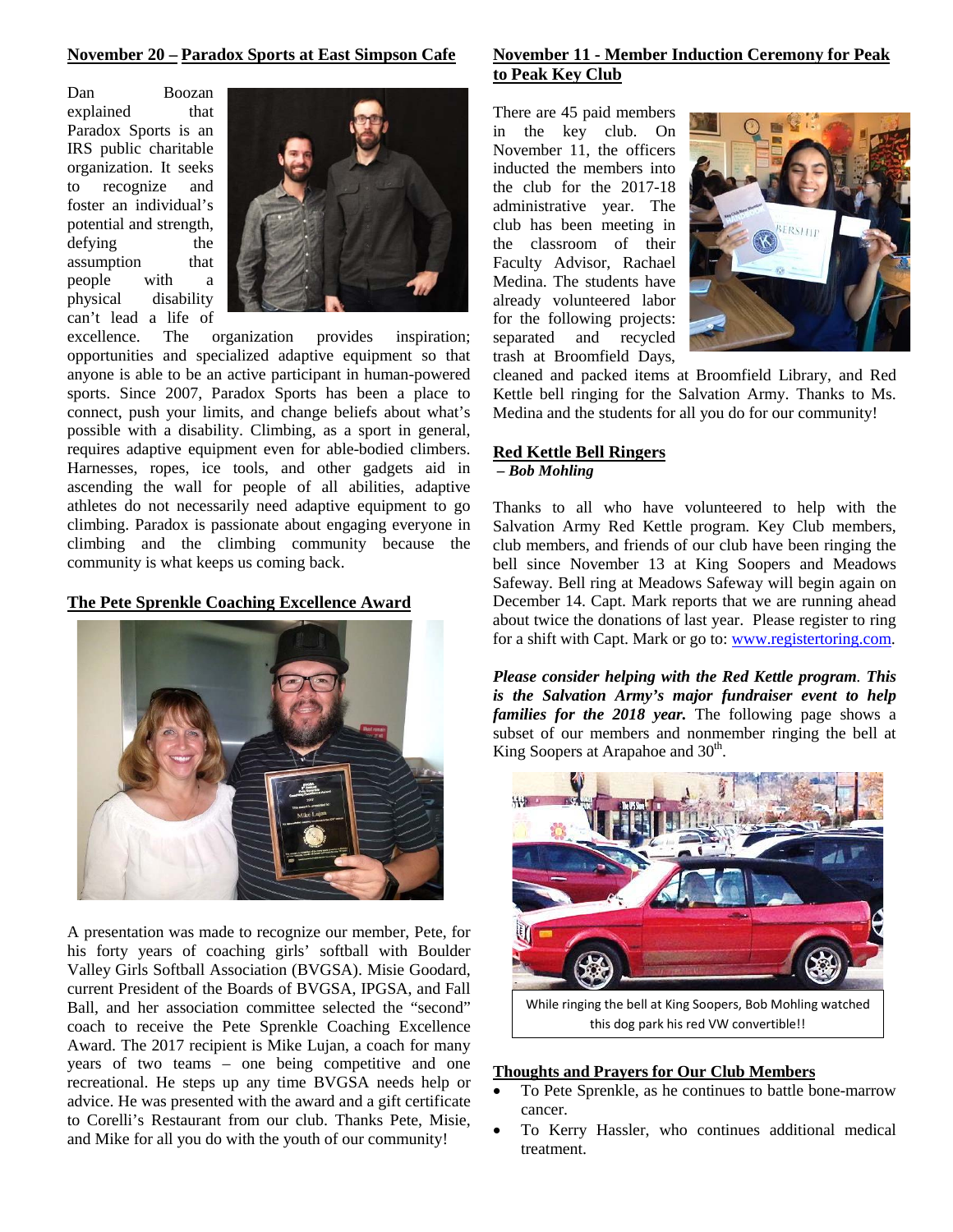## November 20 – Paradox Sports at East Simpson Cafe

Dan Boozan explained that Paradox Sports is an IRS public charitable organization. It seeks to recognize and foster an individual's potential and strength, defying the assumption that people with a physical disability can't lead a life of excellence. The organization provides inspiration; opportunities and specialized adaptive equipment so that anyone is able to be an active participant in human-powered sports. Since 2007, Paradox Sports has been a place to connect, push your limits, and change beliefs about what's possible with a disability. Climbing, as a sport in general, requires adaptive equipment even for able-bodied climbers. Harnesses, ropes, ice tools, and other gadgets aid in ascending the wall for people of all abilities, adaptive athletes do not necessarily need adaptive equipment to go climbing. Paradox is passionate about engaging everyone in climbing and the climbing community because the community is what keeps us coming back.

## The Pete Sprenkle Coaching Excellence Award

A presentation was made to recognize our member, Pete, for his forty years of coaching girls' softball with Boulder Valley Girls Softball Association (BVGSA). Misie Goodard, current President of the Boards of BVGSA, IPGSA, and Fall Ball, and her association committee selected the "second" coach to receive the Pete Sprenkle Coaching Excellence Award. The 2017 recipient is Mike Lujan, a coach for many years of two teams – one being competitive and one recreational. He steps up any time BVGSA needs help or advice. He was presented with the award and a gift certificate to Corelli's Restaurant from our club. Thanks Pete, Misie, and Mike for all you do with the youth of our community!

## November 11 - Member Induction Ceremony for Peak to Peak Key Club

There are 45 paid members in the key club. On November 11, the officers inducted the members into the club for the 2017-18 administrative year. The club has been meeting in the classroom of their Faculty Advisor, Rachael Medina. The students have already volunteered labor for the following projects: separated and recycled trash at Broomfield Days, cleaned and packed items at Broomfield Library, and Red Kettle bell ringing for the Salvation Army. Thanks to Ms. Medina and the students for all you do for our community!

## Red Kettle Bell Ringers

***– Bob Mohling***

Thanks to all who have volunteered to help with the Salvation Army Red Kettle program. Key Club members, club members, and friends of our club have been ringing the bell since November 13 at King Soopers and Meadows Safeway. Bell ring at Meadows Safeway will begin again on December 14. Capt. Mark reports that we are running ahead about twice the donations of last year. Please register to ring for a shift with Capt. Mark or go to: www.registertoring.com.

***Please consider helping with the Red Kettle program. This is the Salvation Army's major fundraiser event to help families for the 2018 year.*** The following page shows a subset of our members and nonmember ringing the bell at King Soopers at Arapahoe and 30th.

While ringing the bell at King Soopers, Bob Mohling watched this dog park his red VW convertible!!

## Thoughts and Prayers for Our Club Members

- To Pete Sprenkle, as he continues to battle bone-marrow cancer.
- To Kerry Hassler, who continues additional medical treatment.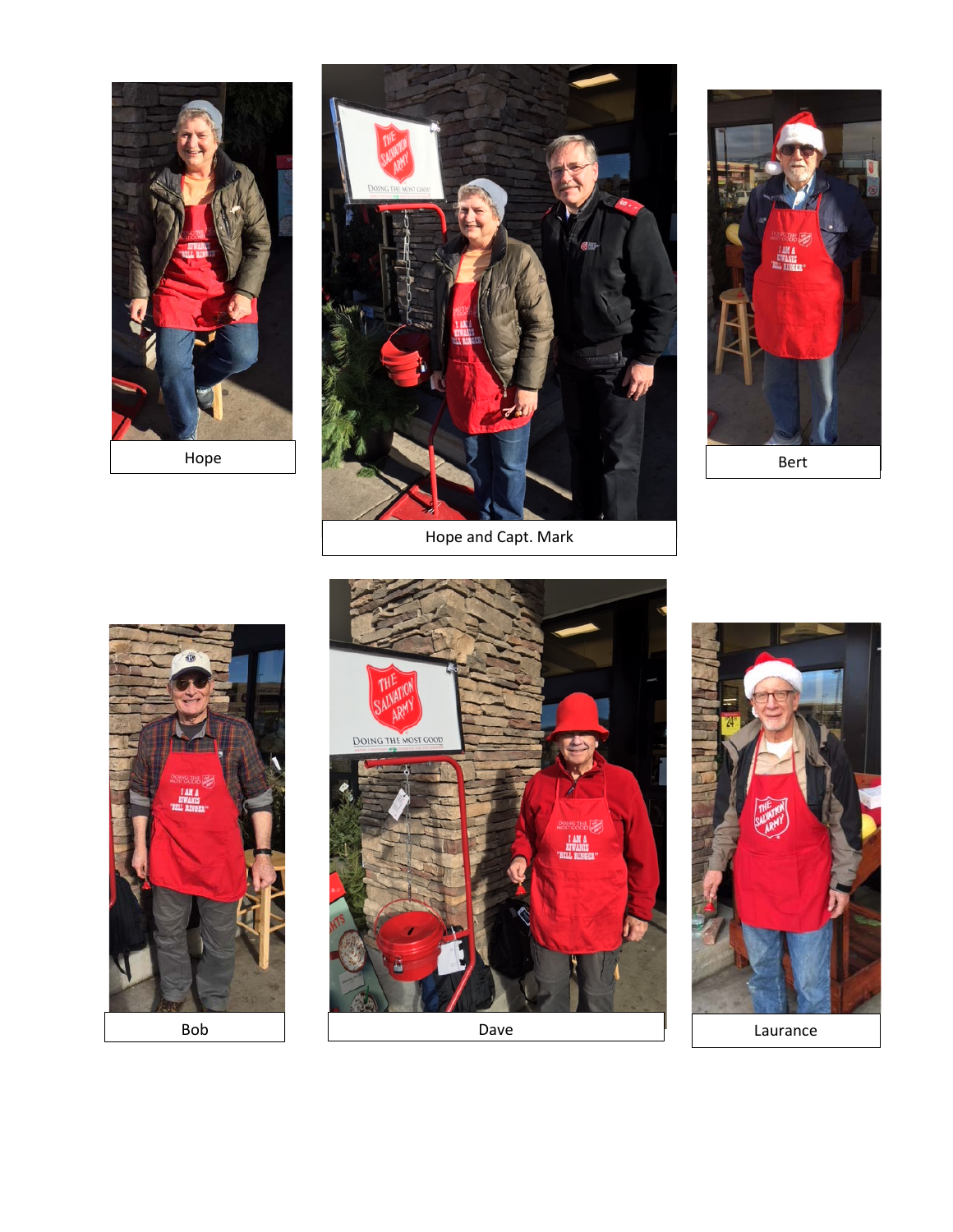Hope

Hope and Capt. Mark

Bert

Bob

Dave

Laurance